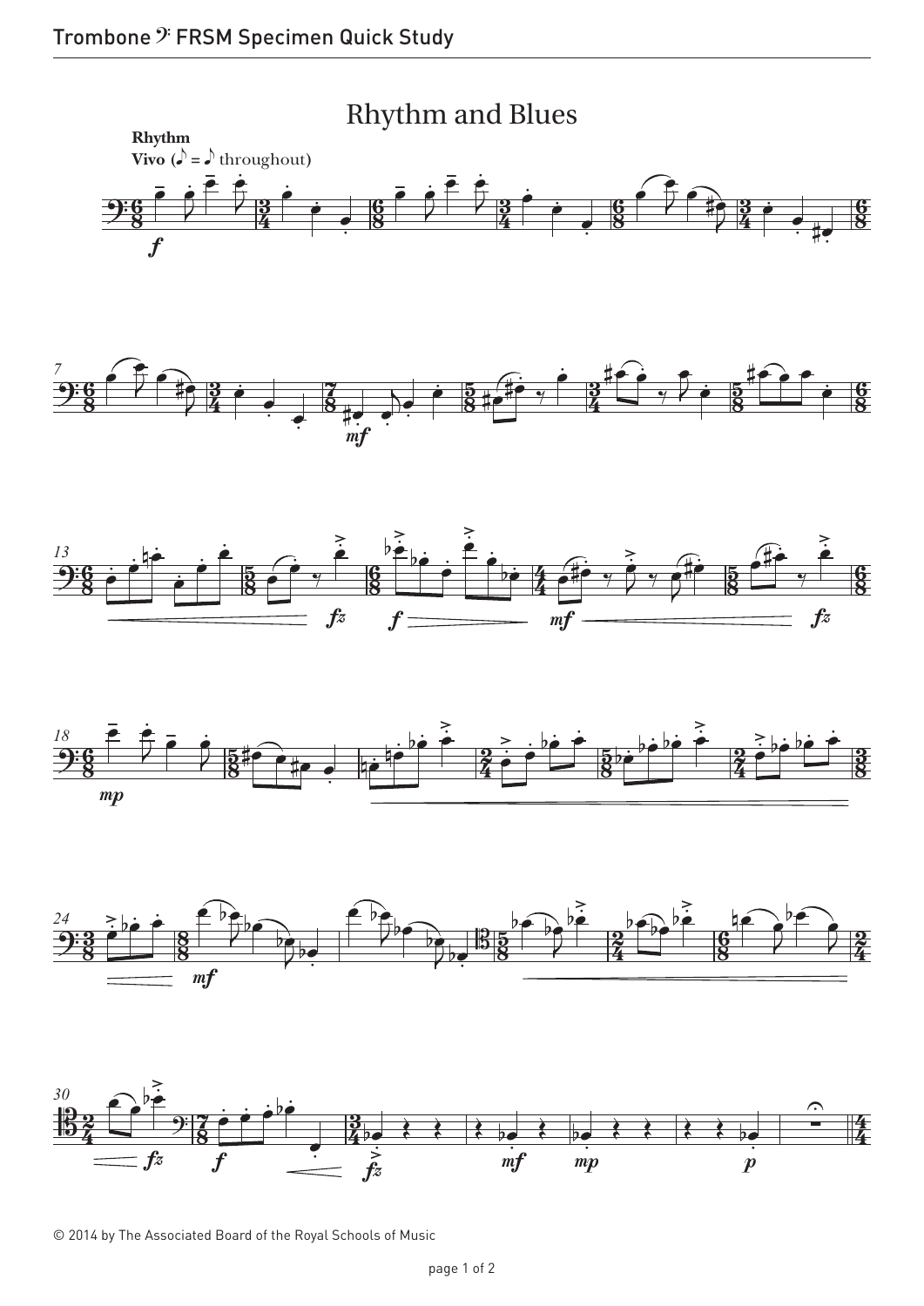# Rhythm and Blues

**Rhythm**

**Vivo** (♪ = ♪ throughout)

© 2014 by The Associated Board of the Royal Schools of Music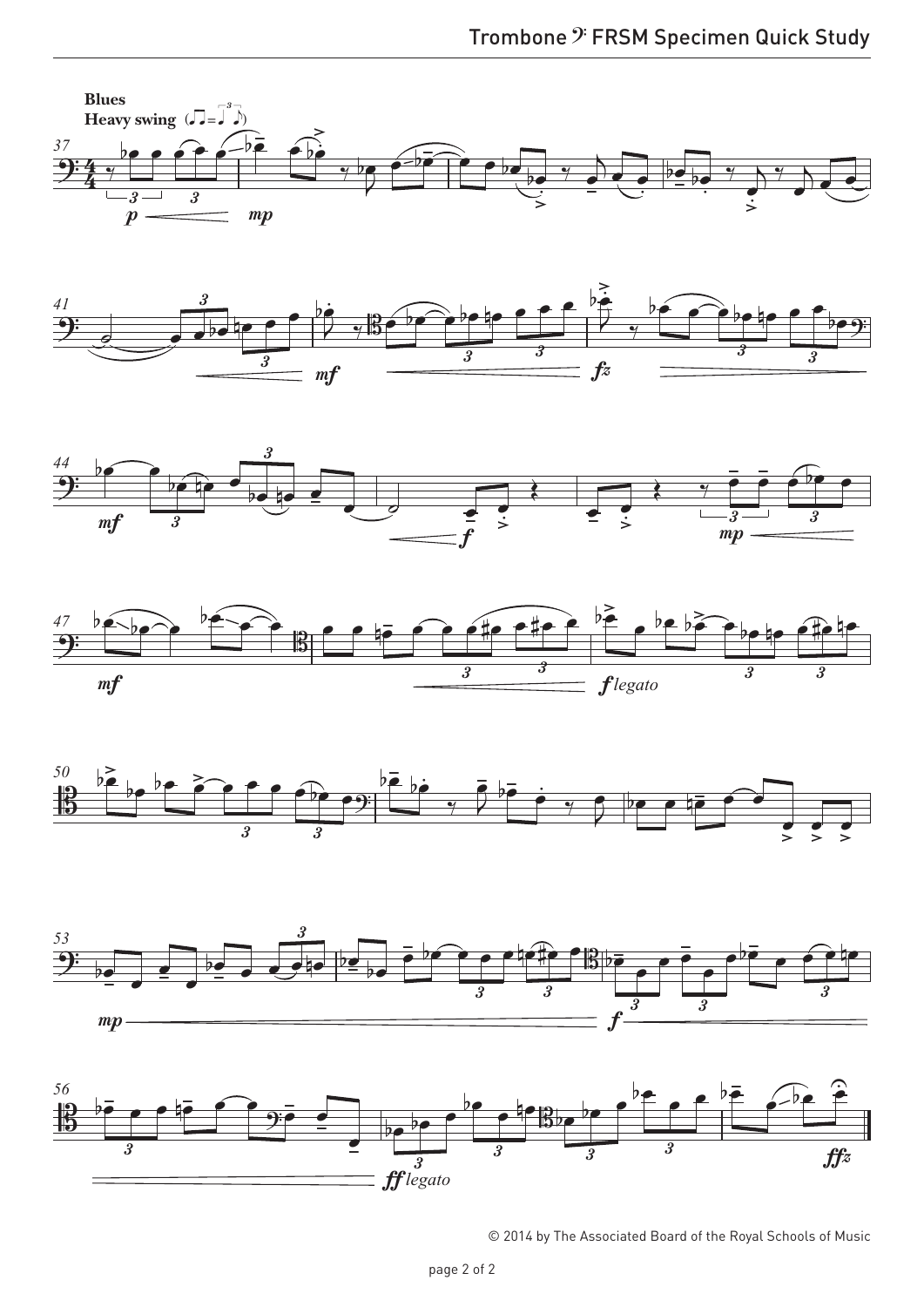**Blues**
**Heavy swing**

© 2014 by The Associated Board of the Royal Schools of Music